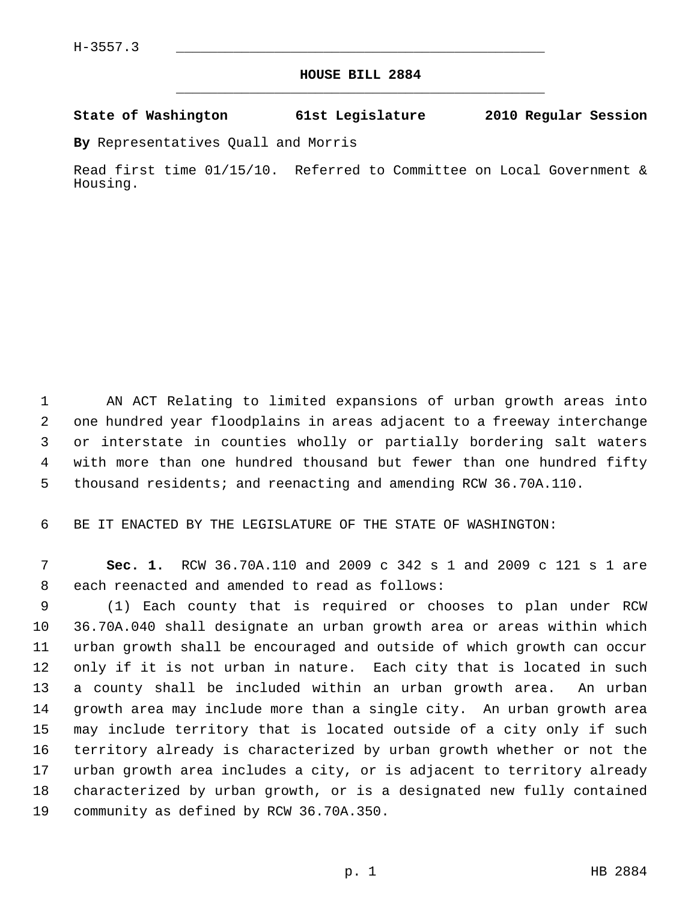H-3557.3

# HOUSE BILL 2884

**State of Washington 61st Legislature 2010 Regular Session**

**By** Representatives Quall and Morris

Read first time 01/15/10. Referred to Committee on Local Government & Housing.

AN ACT Relating to limited expansions of urban growth areas into one hundred year floodplains in areas adjacent to a freeway interchange or interstate in counties wholly or partially bordering salt waters with more than one hundred thousand but fewer than one hundred fifty thousand residents; and reenacting and amending RCW 36.70A.110.

BE IT ENACTED BY THE LEGISLATURE OF THE STATE OF WASHINGTON:

**Sec. 1.** RCW 36.70A.110 and 2009 c 342 s 1 and 2009 c 121 s 1 are each reenacted and amended to read as follows:

(1) Each county that is required or chooses to plan under RCW 36.70A.040 shall designate an urban growth area or areas within which urban growth shall be encouraged and outside of which growth can occur only if it is not urban in nature. Each city that is located in such a county shall be included within an urban growth area. An urban growth area may include more than a single city. An urban growth area may include territory that is located outside of a city only if such territory already is characterized by urban growth whether or not the urban growth area includes a city, or is adjacent to territory already characterized by urban growth, or is a designated new fully contained community as defined by RCW 36.70A.350.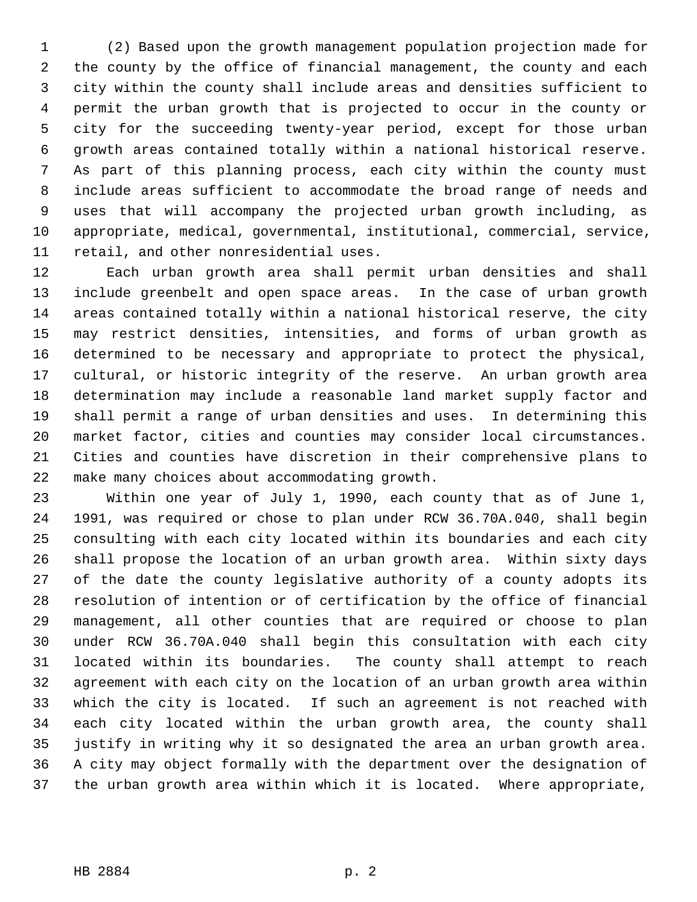(2) Based upon the growth management population projection made for the county by the office of financial management, the county and each city within the county shall include areas and densities sufficient to permit the urban growth that is projected to occur in the county or city for the succeeding twenty-year period, except for those urban growth areas contained totally within a national historical reserve. As part of this planning process, each city within the county must include areas sufficient to accommodate the broad range of needs and uses that will accompany the projected urban growth including, as appropriate, medical, governmental, institutional, commercial, service, retail, and other nonresidential uses.

Each urban growth area shall permit urban densities and shall include greenbelt and open space areas. In the case of urban growth areas contained totally within a national historical reserve, the city may restrict densities, intensities, and forms of urban growth as determined to be necessary and appropriate to protect the physical, cultural, or historic integrity of the reserve. An urban growth area determination may include a reasonable land market supply factor and shall permit a range of urban densities and uses. In determining this market factor, cities and counties may consider local circumstances. Cities and counties have discretion in their comprehensive plans to make many choices about accommodating growth.

Within one year of July 1, 1990, each county that as of June 1, 1991, was required or chose to plan under RCW 36.70A.040, shall begin consulting with each city located within its boundaries and each city shall propose the location of an urban growth area. Within sixty days of the date the county legislative authority of a county adopts its resolution of intention or of certification by the office of financial management, all other counties that are required or choose to plan under RCW 36.70A.040 shall begin this consultation with each city located within its boundaries. The county shall attempt to reach agreement with each city on the location of an urban growth area within which the city is located. If such an agreement is not reached with each city located within the urban growth area, the county shall justify in writing why it so designated the area an urban growth area. A city may object formally with the department over the designation of the urban growth area within which it is located. Where appropriate,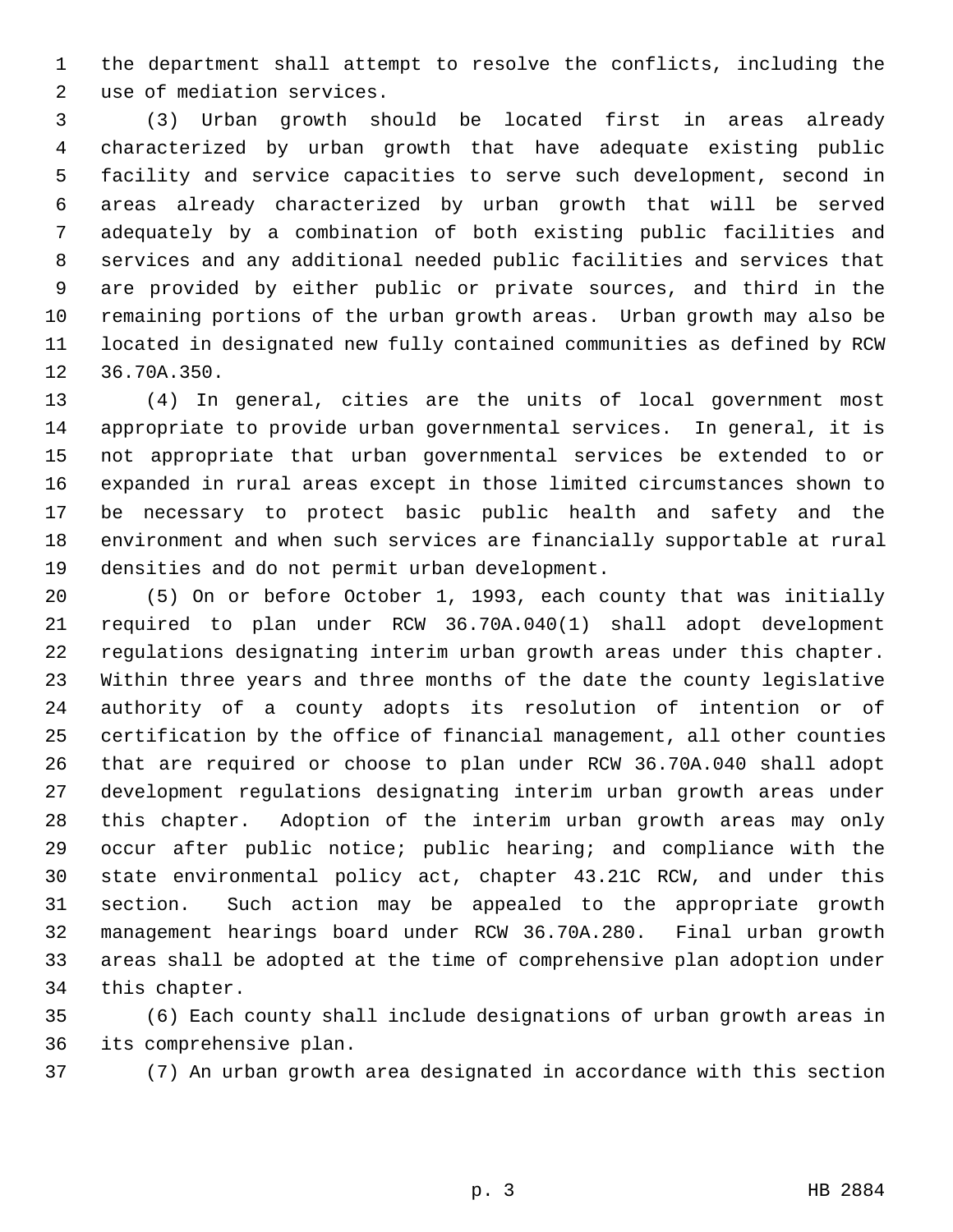the department shall attempt to resolve the conflicts, including the use of mediation services.

(3) Urban growth should be located first in areas already characterized by urban growth that have adequate existing public facility and service capacities to serve such development, second in areas already characterized by urban growth that will be served adequately by a combination of both existing public facilities and services and any additional needed public facilities and services that are provided by either public or private sources, and third in the remaining portions of the urban growth areas. Urban growth may also be located in designated new fully contained communities as defined by RCW 36.70A.350.

(4) In general, cities are the units of local government most appropriate to provide urban governmental services. In general, it is not appropriate that urban governmental services be extended to or expanded in rural areas except in those limited circumstances shown to be necessary to protect basic public health and safety and the environment and when such services are financially supportable at rural densities and do not permit urban development.

(5) On or before October 1, 1993, each county that was initially required to plan under RCW 36.70A.040(1) shall adopt development regulations designating interim urban growth areas under this chapter. Within three years and three months of the date the county legislative authority of a county adopts its resolution of intention or of certification by the office of financial management, all other counties that are required or choose to plan under RCW 36.70A.040 shall adopt development regulations designating interim urban growth areas under this chapter. Adoption of the interim urban growth areas may only occur after public notice; public hearing; and compliance with the state environmental policy act, chapter 43.21C RCW, and under this section. Such action may be appealed to the appropriate growth management hearings board under RCW 36.70A.280. Final urban growth areas shall be adopted at the time of comprehensive plan adoption under this chapter.

(6) Each county shall include designations of urban growth areas in its comprehensive plan.

(7) An urban growth area designated in accordance with this section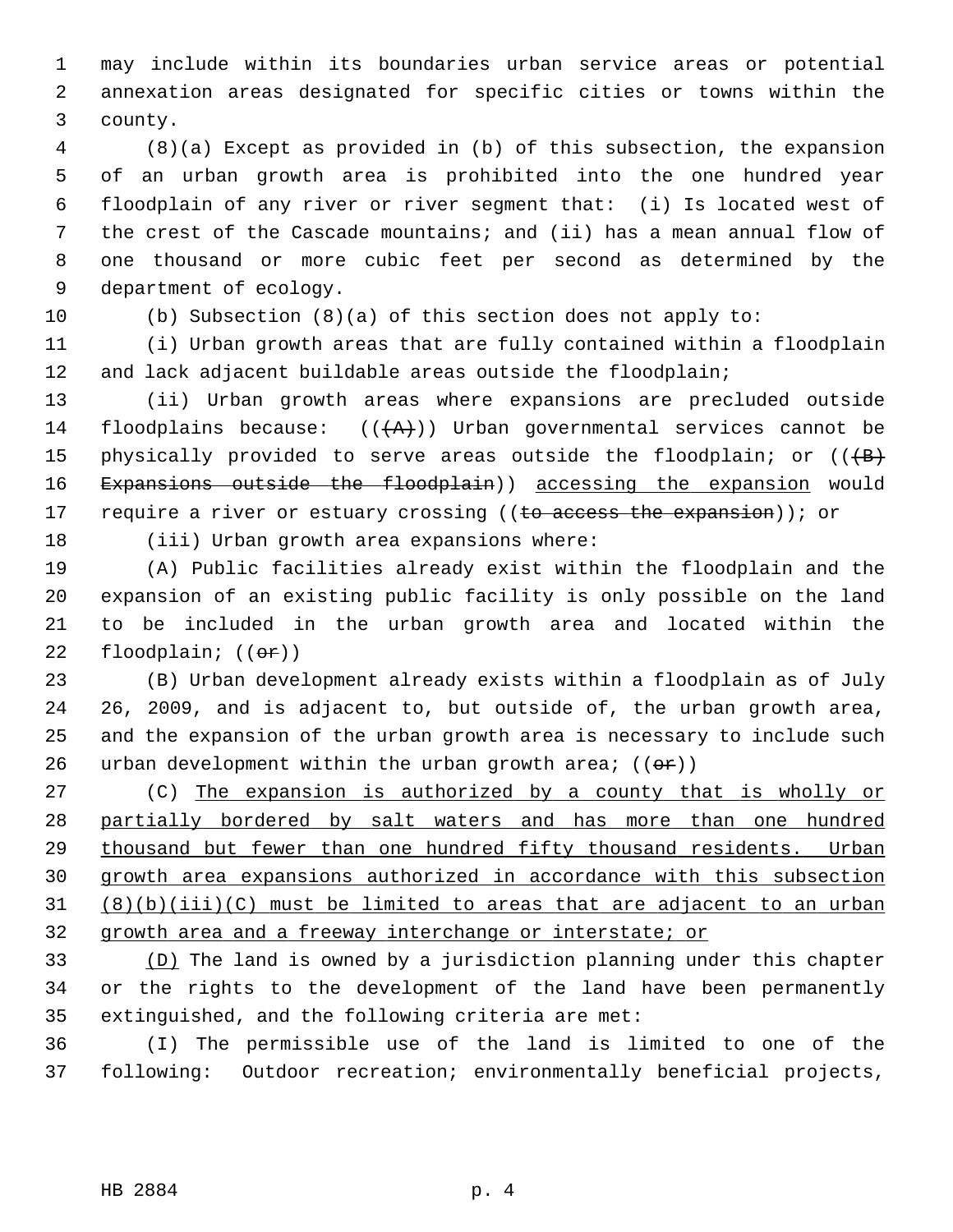may include within its boundaries urban service areas or potential annexation areas designated for specific cities or towns within the county.

(8)(a) Except as provided in (b) of this subsection, the expansion of an urban growth area is prohibited into the one hundred year floodplain of any river or river segment that: (i) Is located west of the crest of the Cascade mountains; and (ii) has a mean annual flow of one thousand or more cubic feet per second as determined by the department of ecology.

(b) Subsection (8)(a) of this section does not apply to:

(i) Urban growth areas that are fully contained within a floodplain and lack adjacent buildable areas outside the floodplain;

(ii) Urban growth areas where expansions are precluded outside floodplains because: ((~~(A)~~)) Urban governmental services cannot be physically provided to serve areas outside the floodplain; or ((~~(B) Expansions outside the floodplain~~)) <u>accessing the expansion</u> would require a river or estuary crossing ((~~to access the expansion~~)); or

(iii) Urban growth area expansions where:

(A) Public facilities already exist within the floodplain and the expansion of an existing public facility is only possible on the land to be included in the urban growth area and located within the floodplain; ((~~or~~))

(B) Urban development already exists within a floodplain as of July 26, 2009, and is adjacent to, but outside of, the urban growth area, and the expansion of the urban growth area is necessary to include such urban development within the urban growth area; ((~~or~~))

(C) <u>The expansion is authorized by a county that is wholly or partially bordered by salt waters and has more than one hundred thousand but fewer than one hundred fifty thousand residents. Urban growth area expansions authorized in accordance with this subsection (8)(b)(iii)(C) must be limited to areas that are adjacent to an urban growth area and a freeway interchange or interstate; or</u>

<u>(D)</u> The land is owned by a jurisdiction planning under this chapter or the rights to the development of the land have been permanently extinguished, and the following criteria are met:

(I) The permissible use of the land is limited to one of the following: Outdoor recreation; environmentally beneficial projects,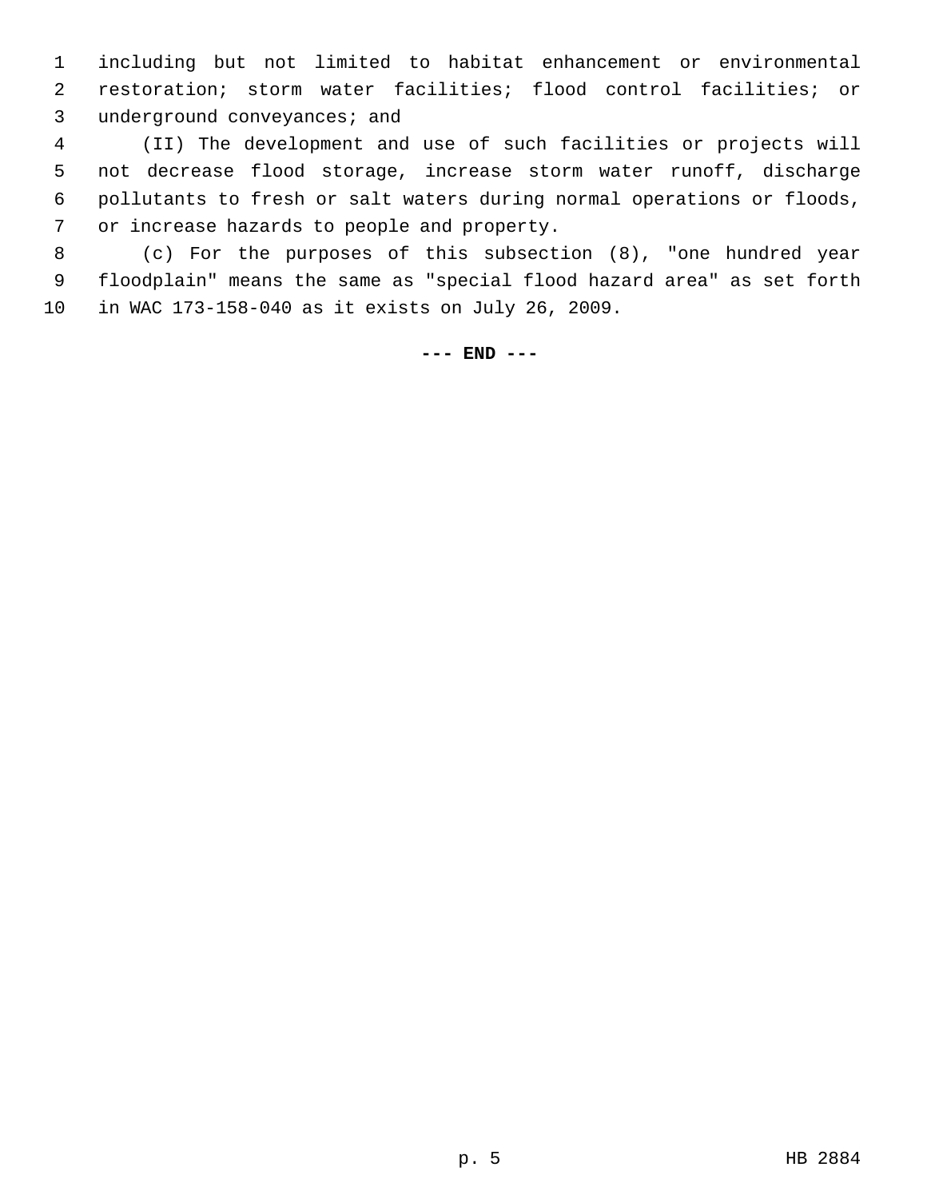including but not limited to habitat enhancement or environmental restoration; storm water facilities; flood control facilities; or underground conveyances; and

(II) The development and use of such facilities or projects will not decrease flood storage, increase storm water runoff, discharge pollutants to fresh or salt waters during normal operations or floods, or increase hazards to people and property.

(c) For the purposes of this subsection (8), "one hundred year floodplain" means the same as "special flood hazard area" as set forth in WAC 173-158-040 as it exists on July 26, 2009.

**--- END ---**